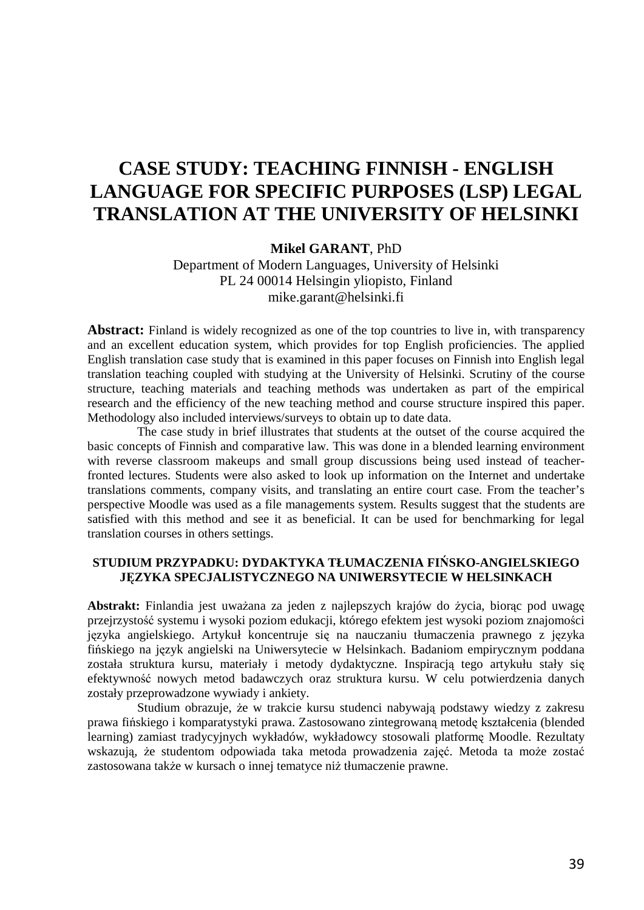# CASE STUDY: TEACHING FINNISH - ENGLISH LANGUAGE FOR SPECIFIC PURPOSES (LSP) LEGAL TRANSLATION AT THE UNIVERSITY OF HELSINKI

**Mikel GARANT**, PhD
Department of Modern Languages, University of Helsinki
PL 24 00014 Helsingin yliopisto, Finland
mike.garant@helsinki.fi

**Abstract:** Finland is widely recognized as one of the top countries to live in, with transparency and an excellent education system, which provides for top English proficiencies. The applied English translation case study that is examined in this paper focuses on Finnish into English legal translation teaching coupled with studying at the University of Helsinki. Scrutiny of the course structure, teaching materials and teaching methods was undertaken as part of the empirical research and the efficiency of the new teaching method and course structure inspired this paper. Methodology also included interviews/surveys to obtain up to date data.

The case study in brief illustrates that students at the outset of the course acquired the basic concepts of Finnish and comparative law. This was done in a blended learning environment with reverse classroom makeups and small group discussions being used instead of teacher-fronted lectures. Students were also asked to look up information on the Internet and undertake translations comments, company visits, and translating an entire court case. From the teacher's perspective Moodle was used as a file managements system. Results suggest that the students are satisfied with this method and see it as beneficial. It can be used for benchmarking for legal translation courses in others settings.

## STUDIUM PRZYPADKU: DYDAKTYKA TŁUMACZENIA FIŃSKO-ANGIELSKIEGO JĘZYKA SPECJALISTYCZNEGO NA UNIWERSYTECIE W HELSINKACH

**Abstrakt:** Finlandia jest uważana za jeden z najlepszych krajów do życia, biorąc pod uwagę przejrzystość systemu i wysoki poziom edukacji, którego efektem jest wysoki poziom znajomości języka angielskiego. Artykuł koncentruje się na nauczaniu tłumaczenia prawnego z języka fińskiego na język angielski na Uniwersytecie w Helsinkach. Badaniom empirycznym poddana została struktura kursu, materiały i metody dydaktyczne. Inspiracją tego artykułu stały się efektywność nowych metod badawczych oraz struktura kursu. W celu potwierdzenia danych zostały przeprowadzone wywiady i ankiety.

Studium obrazuje, że w trakcie kursu studenci nabywają podstawy wiedzy z zakresu prawa fińskiego i komparatystyki prawa. Zastosowano zintegrowaną metodę kształcenia (blended learning) zamiast tradycyjnych wykładów, wykładowcy stosowali platformę Moodle. Rezultaty wskazują, że studentom odpowiada taka metoda prowadzenia zajęć. Metoda ta może zostać zastosowana także w kursach o innej tematyce niż tłumaczenie prawne.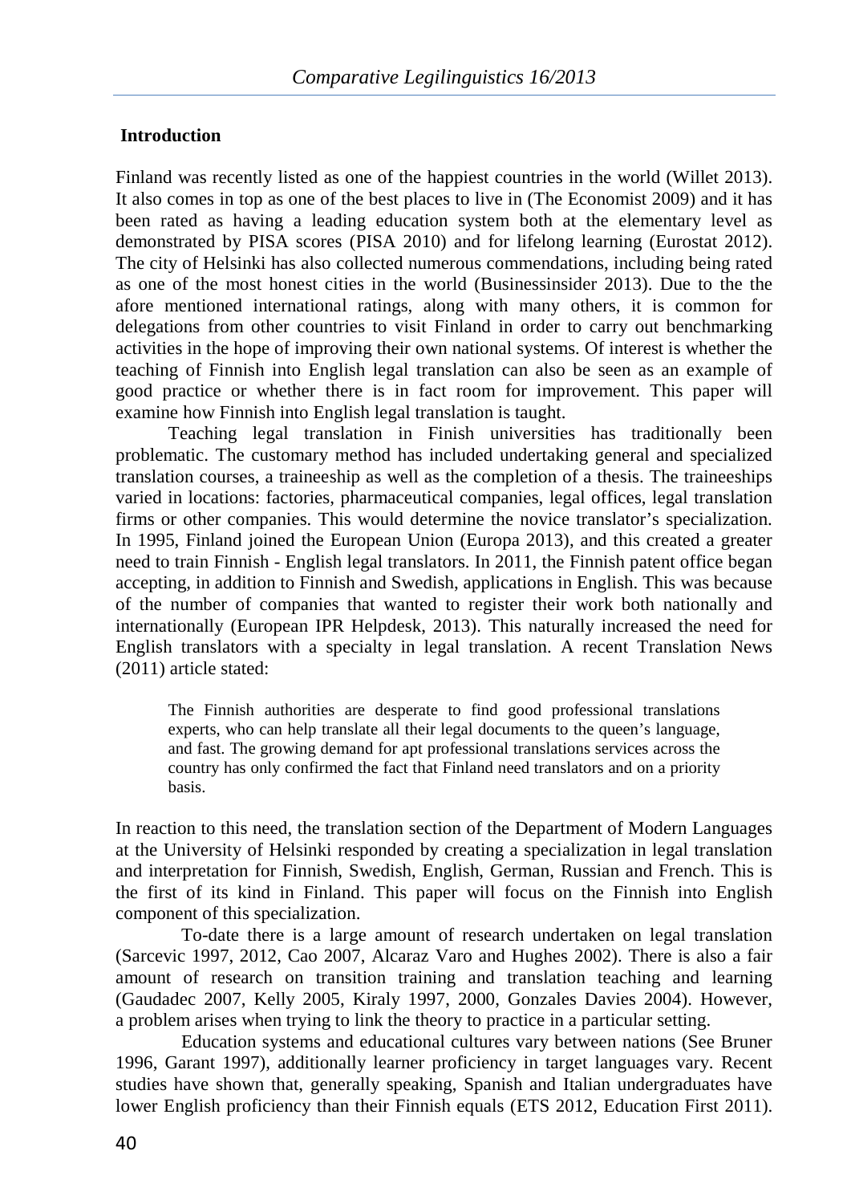## Introduction

Finland was recently listed as one of the happiest countries in the world (Willet 2013). It also comes in top as one of the best places to live in (The Economist 2009) and it has been rated as having a leading education system both at the elementary level as demonstrated by PISA scores (PISA 2010) and for lifelong learning (Eurostat 2012). The city of Helsinki has also collected numerous commendations, including being rated as one of the most honest cities in the world (Businessinsider 2013). Due to the the afore mentioned international ratings, along with many others, it is common for delegations from other countries to visit Finland in order to carry out benchmarking activities in the hope of improving their own national systems. Of interest is whether the teaching of Finnish into English legal translation can also be seen as an example of good practice or whether there is in fact room for improvement. This paper will examine how Finnish into English legal translation is taught.

Teaching legal translation in Finnish universities has traditionally been problematic. The customary method has included undertaking general and specialized translation courses, a traineeship as well as the completion of a thesis. The traineeships varied in locations: factories, pharmaceutical companies, legal offices, legal translation firms or other companies. This would determine the novice translator's specialization. In 1995, Finland joined the European Union (Europa 2013), and this created a greater need to train Finnish - English legal translators. In 2011, the Finnish patent office began accepting, in addition to Finnish and Swedish, applications in English. This was because of the number of companies that wanted to register their work both nationally and internationally (European IPR Helpdesk, 2013). This naturally increased the need for English translators with a specialty in legal translation. A recent Translation News (2011) article stated:

> The Finnish authorities are desperate to find good professional translations experts, who can help translate all their legal documents to the queen's language, and fast. The growing demand for apt professional translations services across the country has only confirmed the fact that Finland need translators and on a priority basis.

In reaction to this need, the translation section of the Department of Modern Languages at the University of Helsinki responded by creating a specialization in legal translation and interpretation for Finnish, Swedish, English, German, Russian and French. This is the first of its kind in Finland. This paper will focus on the Finnish into English component of this specialization.

To-date there is a large amount of research undertaken on legal translation (Sarcevic 1997, 2012, Cao 2007, Alcaraz Varo and Hughes 2002). There is also a fair amount of research on transition training and translation teaching and learning (Gaudadec 2007, Kelly 2005, Kiraly 1997, 2000, Gonzales Davies 2004). However, a problem arises when trying to link the theory to practice in a particular setting.

Education systems and educational cultures vary between nations (See Bruner 1996, Garant 1997), additionally learner proficiency in target languages vary. Recent studies have shown that, generally speaking, Spanish and Italian undergraduates have lower English proficiency than their Finnish equals (ETS 2012, Education First 2011).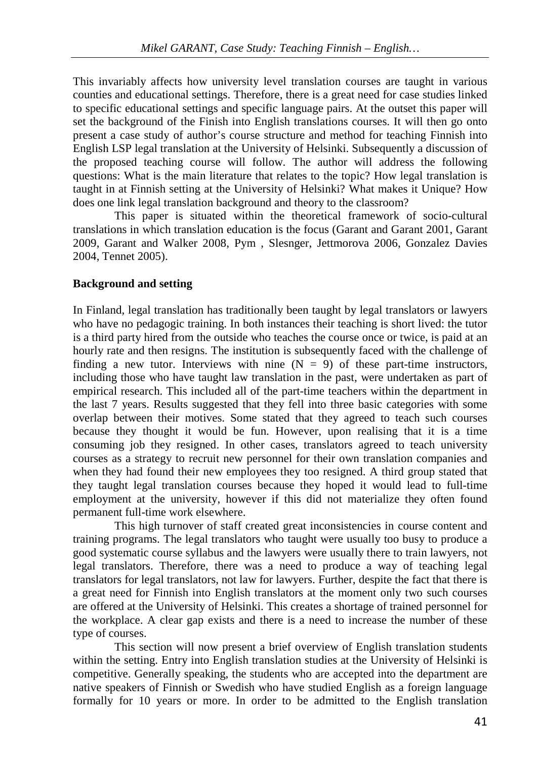This invariably affects how university level translation courses are taught in various counties and educational settings. Therefore, there is a great need for case studies linked to specific educational settings and specific language pairs. At the outset this paper will set the background of the Finish into English translations courses. It will then go onto present a case study of author's course structure and method for teaching Finnish into English LSP legal translation at the University of Helsinki. Subsequently a discussion of the proposed teaching course will follow. The author will address the following questions: What is the main literature that relates to the topic? How legal translation is taught in at Finnish setting at the University of Helsinki? What makes it Unique? How does one link legal translation background and theory to the classroom?

This paper is situated within the theoretical framework of socio-cultural translations in which translation education is the focus (Garant and Garant 2001, Garant 2009, Garant and Walker 2008, Pym , Slesnger, Jettmorova 2006, Gonzalez Davies 2004, Tennet 2005).

## Background and setting

In Finland, legal translation has traditionally been taught by legal translators or lawyers who have no pedagogic training. In both instances their teaching is short lived: the tutor is a third party hired from the outside who teaches the course once or twice, is paid at an hourly rate and then resigns. The institution is subsequently faced with the challenge of finding a new tutor. Interviews with nine (N = 9) of these part-time instructors, including those who have taught law translation in the past, were undertaken as part of empirical research. This included all of the part-time teachers within the department in the last 7 years. Results suggested that they fell into three basic categories with some overlap between their motives. Some stated that they agreed to teach such courses because they thought it would be fun. However, upon realising that it is a time consuming job they resigned. In other cases, translators agreed to teach university courses as a strategy to recruit new personnel for their own translation companies and when they had found their new employees they too resigned. A third group stated that they taught legal translation courses because they hoped it would lead to full-time employment at the university, however if this did not materialize they often found permanent full-time work elsewhere.

This high turnover of staff created great inconsistencies in course content and training programs. The legal translators who taught were usually too busy to produce a good systematic course syllabus and the lawyers were usually there to train lawyers, not legal translators. Therefore, there was a need to produce a way of teaching legal translators for legal translators, not law for lawyers. Further, despite the fact that there is a great need for Finnish into English translators at the moment only two such courses are offered at the University of Helsinki. This creates a shortage of trained personnel for the workplace. A clear gap exists and there is a need to increase the number of these type of courses.

This section will now present a brief overview of English translation students within the setting. Entry into English translation studies at the University of Helsinki is competitive. Generally speaking, the students who are accepted into the department are native speakers of Finnish or Swedish who have studied English as a foreign language formally for 10 years or more. In order to be admitted to the English translation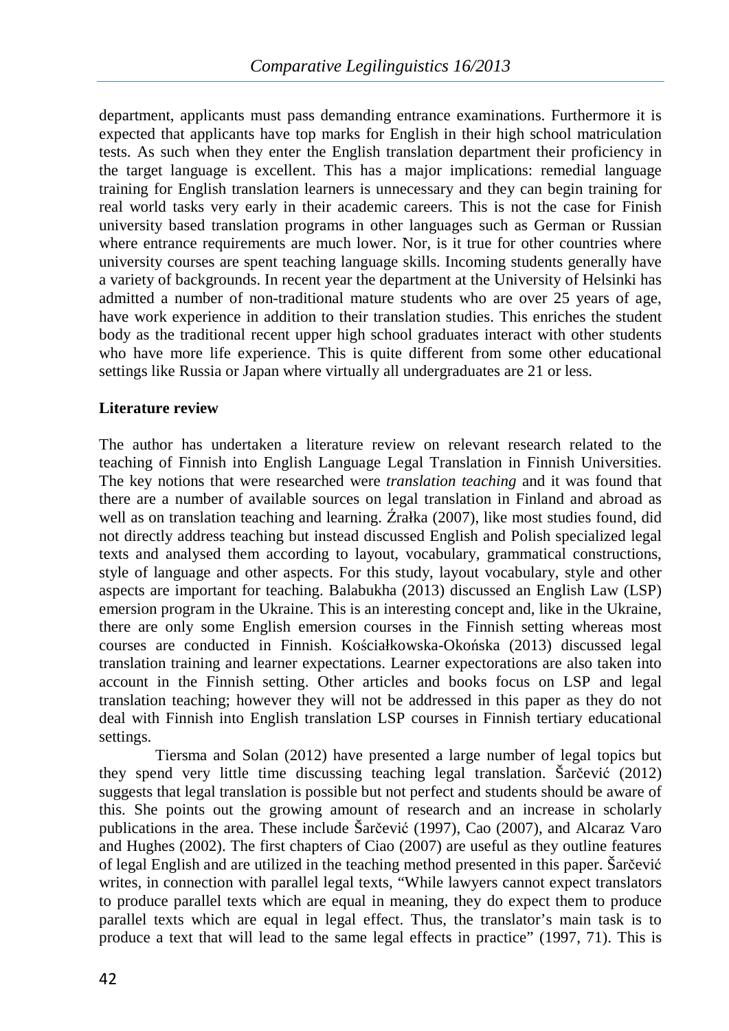department, applicants must pass demanding entrance examinations. Furthermore it is expected that applicants have top marks for English in their high school matriculation tests. As such when they enter the English translation department their proficiency in the target language is excellent. This has a major implications: remedial language training for English translation learners is unnecessary and they can begin training for real world tasks very early in their academic careers. This is not the case for Finish university based translation programs in other languages such as German or Russian where entrance requirements are much lower. Nor, is it true for other countries where university courses are spent teaching language skills. Incoming students generally have a variety of backgrounds. In recent year the department at the University of Helsinki has admitted a number of non-traditional mature students who are over 25 years of age, have work experience in addition to their translation studies. This enriches the student body as the traditional recent upper high school graduates interact with other students who have more life experience. This is quite different from some other educational settings like Russia or Japan where virtually all undergraduates are 21 or less.

**Literature review**

The author has undertaken a literature review on relevant research related to the teaching of Finnish into English Language Legal Translation in Finnish Universities. The key notions that were researched were *translation teaching* and it was found that there are a number of available sources on legal translation in Finland and abroad as well as on translation teaching and learning. Źrałka (2007), like most studies found, did not directly address teaching but instead discussed English and Polish specialized legal texts and analysed them according to layout, vocabulary, grammatical constructions, style of language and other aspects. For this study, layout vocabulary, style and other aspects are important for teaching. Balabukha (2013) discussed an English Law (LSP) emersion program in the Ukraine. This is an interesting concept and, like in the Ukraine, there are only some English emersion courses in the Finnish setting whereas most courses are conducted in Finnish. Kościałkowska-Okońska (2013) discussed legal translation training and learner expectations. Learner expectorations are also taken into account in the Finnish setting. Other articles and books focus on LSP and legal translation teaching; however they will not be addressed in this paper as they do not deal with Finnish into English translation LSP courses in Finnish tertiary educational settings.

Tiersma and Solan (2012) have presented a large number of legal topics but they spend very little time discussing teaching legal translation. Šarčević (2012) suggests that legal translation is possible but not perfect and students should be aware of this. She points out the growing amount of research and an increase in scholarly publications in the area. These include Šarčević (1997), Cao (2007), and Alcaraz Varo and Hughes (2002). The first chapters of Ciao (2007) are useful as they outline features of legal English and are utilized in the teaching method presented in this paper. Šarčević writes, in connection with parallel legal texts, "While lawyers cannot expect translators to produce parallel texts which are equal in meaning, they do expect them to produce parallel texts which are equal in legal effect. Thus, the translator's main task is to produce a text that will lead to the same legal effects in practice" (1997, 71). This is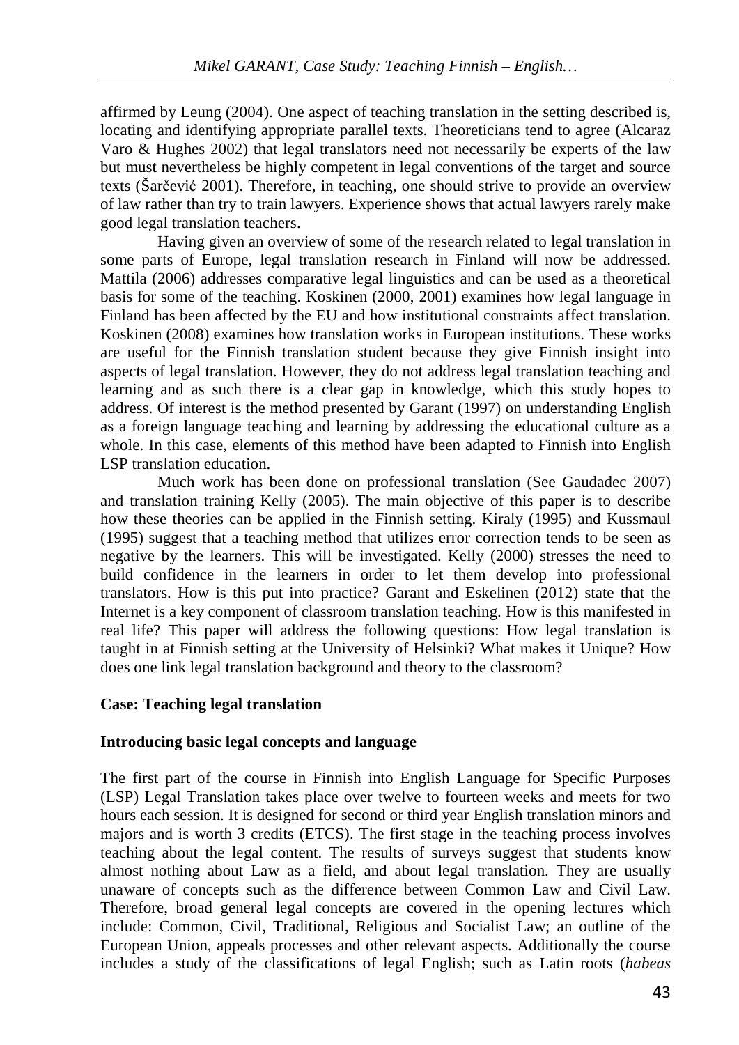affirmed by Leung (2004). One aspect of teaching translation in the setting described is, locating and identifying appropriate parallel texts. Theoreticians tend to agree (Alcaraz Varo & Hughes 2002) that legal translators need not necessarily be experts of the law but must nevertheless be highly competent in legal conventions of the target and source texts (Šarčević 2001). Therefore, in teaching, one should strive to provide an overview of law rather than try to train lawyers. Experience shows that actual lawyers rarely make good legal translation teachers.

Having given an overview of some of the research related to legal translation in some parts of Europe, legal translation research in Finland will now be addressed. Mattila (2006) addresses comparative legal linguistics and can be used as a theoretical basis for some of the teaching. Koskinen (2000, 2001) examines how legal language in Finland has been affected by the EU and how institutional constraints affect translation. Koskinen (2008) examines how translation works in European institutions. These works are useful for the Finnish translation student because they give Finnish insight into aspects of legal translation. However, they do not address legal translation teaching and learning and as such there is a clear gap in knowledge, which this study hopes to address. Of interest is the method presented by Garant (1997) on understanding English as a foreign language teaching and learning by addressing the educational culture as a whole. In this case, elements of this method have been adapted to Finnish into English LSP translation education.

Much work has been done on professional translation (See Gaudadec 2007) and translation training Kelly (2005). The main objective of this paper is to describe how these theories can be applied in the Finnish setting. Kiraly (1995) and Kussmaul (1995) suggest that a teaching method that utilizes error correction tends to be seen as negative by the learners. This will be investigated. Kelly (2000) stresses the need to build confidence in the learners in order to let them develop into professional translators. How is this put into practice? Garant and Eskelinen (2012) state that the Internet is a key component of classroom translation teaching. How is this manifested in real life? This paper will address the following questions: How legal translation is taught in at Finnish setting at the University of Helsinki? What makes it Unique? How does one link legal translation background and theory to the classroom?

## Case: Teaching legal translation

### Introducing basic legal concepts and language

The first part of the course in Finnish into English Language for Specific Purposes (LSP) Legal Translation takes place over twelve to fourteen weeks and meets for two hours each session. It is designed for second or third year English translation minors and majors and is worth 3 credits (ETCS). The first stage in the teaching process involves teaching about the legal content. The results of surveys suggest that students know almost nothing about Law as a field, and about legal translation. They are usually unaware of concepts such as the difference between Common Law and Civil Law. Therefore, broad general legal concepts are covered in the opening lectures which include: Common, Civil, Traditional, Religious and Socialist Law; an outline of the European Union, appeals processes and other relevant aspects. Additionally the course includes a study of the classifications of legal English; such as Latin roots (*habeas*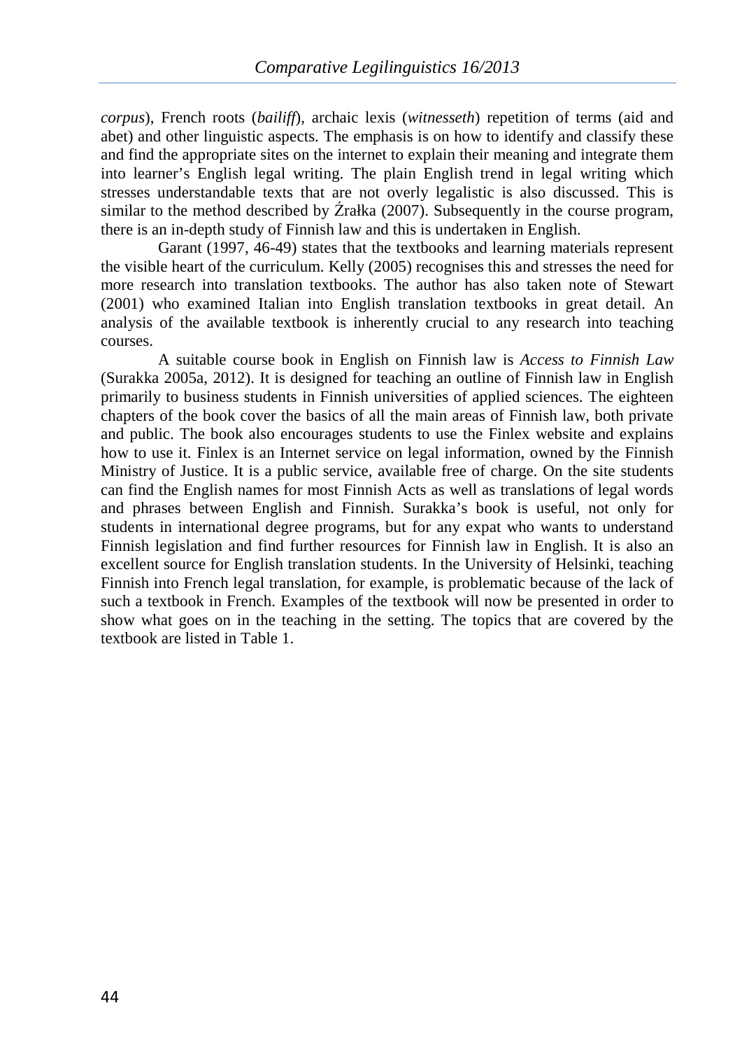*corpus*), French roots (*bailiff*), archaic lexis (*witnesseth*) repetition of terms (aid and abet) and other linguistic aspects. The emphasis is on how to identify and classify these and find the appropriate sites on the internet to explain their meaning and integrate them into learner's English legal writing. The plain English trend in legal writing which stresses understandable texts that are not overly legalistic is also discussed. This is similar to the method described by Źrałka (2007). Subsequently in the course program, there is an in-depth study of Finnish law and this is undertaken in English.

Garant (1997, 46-49) states that the textbooks and learning materials represent the visible heart of the curriculum. Kelly (2005) recognises this and stresses the need for more research into translation textbooks. The author has also taken note of Stewart (2001) who examined Italian into English translation textbooks in great detail. An analysis of the available textbook is inherently crucial to any research into teaching courses.

A suitable course book in English on Finnish law is *Access to Finnish Law* (Surakka 2005a, 2012). It is designed for teaching an outline of Finnish law in English primarily to business students in Finnish universities of applied sciences. The eighteen chapters of the book cover the basics of all the main areas of Finnish law, both private and public. The book also encourages students to use the Finlex website and explains how to use it. Finlex is an Internet service on legal information, owned by the Finnish Ministry of Justice. It is a public service, available free of charge. On the site students can find the English names for most Finnish Acts as well as translations of legal words and phrases between English and Finnish. Surakka's book is useful, not only for students in international degree programs, but for any expat who wants to understand Finnish legislation and find further resources for Finnish law in English. It is also an excellent source for English translation students. In the University of Helsinki, teaching Finnish into French legal translation, for example, is problematic because of the lack of such a textbook in French. Examples of the textbook will now be presented in order to show what goes on in the teaching in the setting. The topics that are covered by the textbook are listed in Table 1.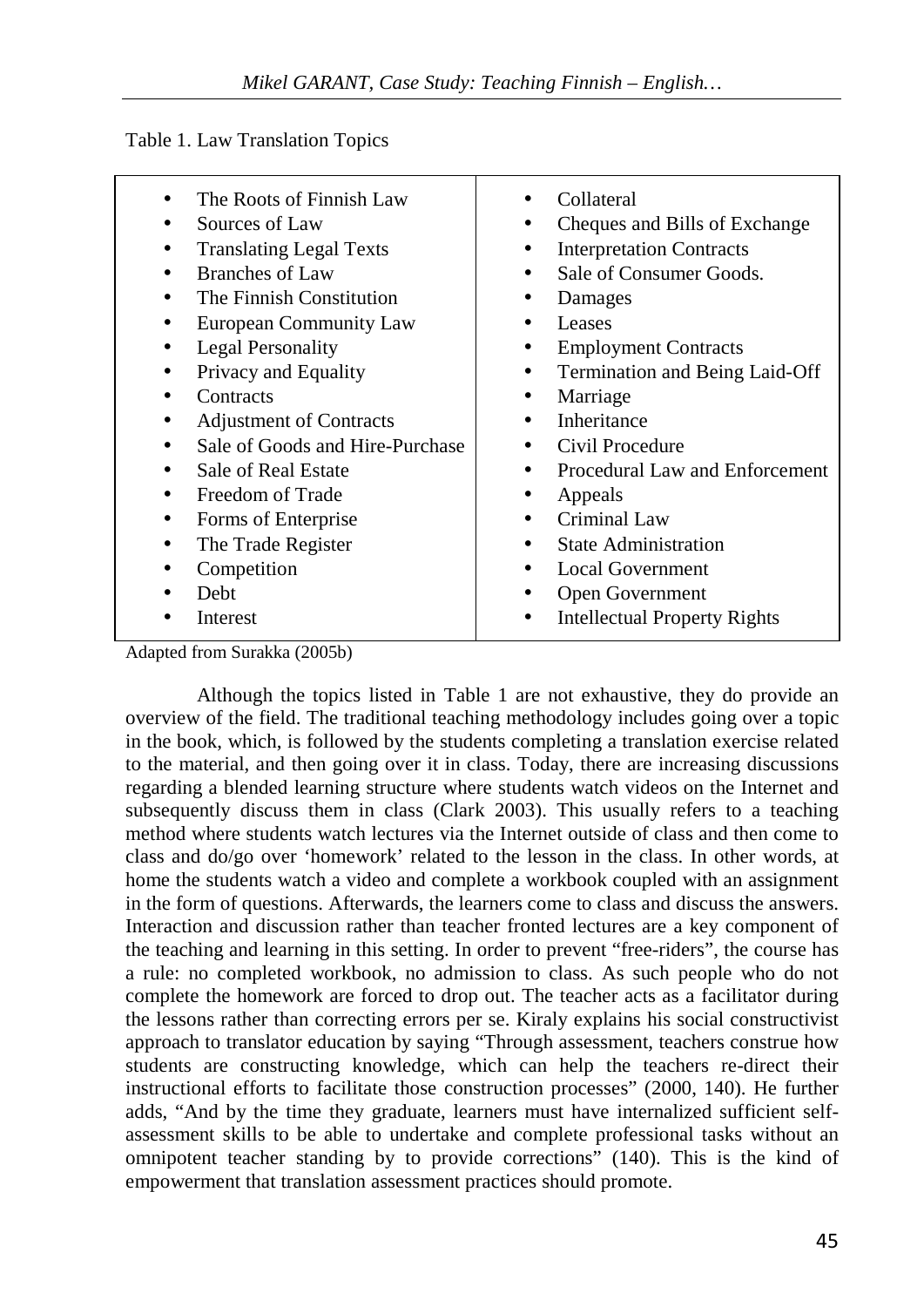Table 1. Law Translation Topics

| | |
|---|---|
| • The Roots of Finnish Law | • Collateral |
| • Sources of Law | • Cheques and Bills of Exchange |
| • Translating Legal Texts | • Interpretation Contracts |
| • Branches of Law | • Sale of Consumer Goods. |
| • The Finnish Constitution | • Damages |
| • European Community Law | • Leases |
| • Legal Personality | • Employment Contracts |
| • Privacy and Equality | • Termination and Being Laid-Off |
| • Contracts | • Marriage |
| • Adjustment of Contracts | • Inheritance |
| • Sale of Goods and Hire-Purchase | • Civil Procedure |
| • Sale of Real Estate | • Procedural Law and Enforcement |
| • Freedom of Trade | • Appeals |
| • Forms of Enterprise | • Criminal Law |
| • The Trade Register | • State Administration |
| • Competition | • Local Government |
| • Debt | • Open Government |
| • Interest | • Intellectual Property Rights |

Adapted from Surakka (2005b)

Although the topics listed in Table 1 are not exhaustive, they do provide an overview of the field. The traditional teaching methodology includes going over a topic in the book, which, is followed by the students completing a translation exercise related to the material, and then going over it in class. Today, there are increasing discussions regarding a blended learning structure where students watch videos on the Internet and subsequently discuss them in class (Clark 2003). This usually refers to a teaching method where students watch lectures via the Internet outside of class and then come to class and do/go over 'homework' related to the lesson in the class. In other words, at home the students watch a video and complete a workbook coupled with an assignment in the form of questions. Afterwards, the learners come to class and discuss the answers. Interaction and discussion rather than teacher fronted lectures are a key component of the teaching and learning in this setting. In order to prevent "free-riders", the course has a rule: no completed workbook, no admission to class. As such people who do not complete the homework are forced to drop out. The teacher acts as a facilitator during the lessons rather than correcting errors per se. Kiraly explains his social constructivist approach to translator education by saying "Through assessment, teachers construe how students are constructing knowledge, which can help the teachers re-direct their instructional efforts to facilitate those construction processes" (2000, 140). He further adds, "And by the time they graduate, learners must have internalized sufficient self-assessment skills to be able to undertake and complete professional tasks without an omnipotent teacher standing by to provide corrections" (140). This is the kind of empowerment that translation assessment practices should promote.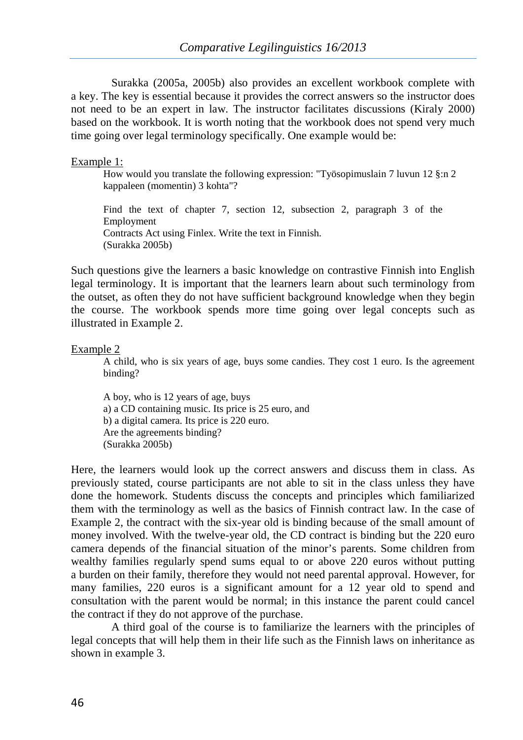Surakka (2005a, 2005b) also provides an excellent workbook complete with a key. The key is essential because it provides the correct answers so the instructor does not need to be an expert in law. The instructor facilitates discussions (Kiraly 2000) based on the workbook. It is worth noting that the workbook does not spend very much time going over legal terminology specifically. One example would be:

Example 1:

> How would you translate the following expression: "Työsopimuslain 7 luvun 12 §:n 2 kappaleen (momentin) 3 kohta"?
>
> Find the text of chapter 7, section 12, subsection 2, paragraph 3 of the Employment
> Contracts Act using Finlex. Write the text in Finnish.
> (Surakka 2005b)

Such questions give the learners a basic knowledge on contrastive Finnish into English legal terminology. It is important that the learners learn about such terminology from the outset, as often they do not have sufficient background knowledge when they begin the course. The workbook spends more time going over legal concepts such as illustrated in Example 2.

Example 2

> A child, who is six years of age, buys some candies. They cost 1 euro. Is the agreement binding?
>
> A boy, who is 12 years of age, buys
> a) a CD containing music. Its price is 25 euro, and
> b) a digital camera. Its price is 220 euro.
> Are the agreements binding?
> (Surakka 2005b)

Here, the learners would look up the correct answers and discuss them in class. As previously stated, course participants are not able to sit in the class unless they have done the homework. Students discuss the concepts and principles which familiarized them with the terminology as well as the basics of Finnish contract law. In the case of Example 2, the contract with the six-year old is binding because of the small amount of money involved. With the twelve-year old, the CD contract is binding but the 220 euro camera depends of the financial situation of the minor's parents. Some children from wealthy families regularly spend sums equal to or above 220 euros without putting a burden on their family, therefore they would not need parental approval. However, for many families, 220 euros is a significant amount for a 12 year old to spend and consultation with the parent would be normal; in this instance the parent could cancel the contract if they do not approve of the purchase.

A third goal of the course is to familiarize the learners with the principles of legal concepts that will help them in their life such as the Finnish laws on inheritance as shown in example 3.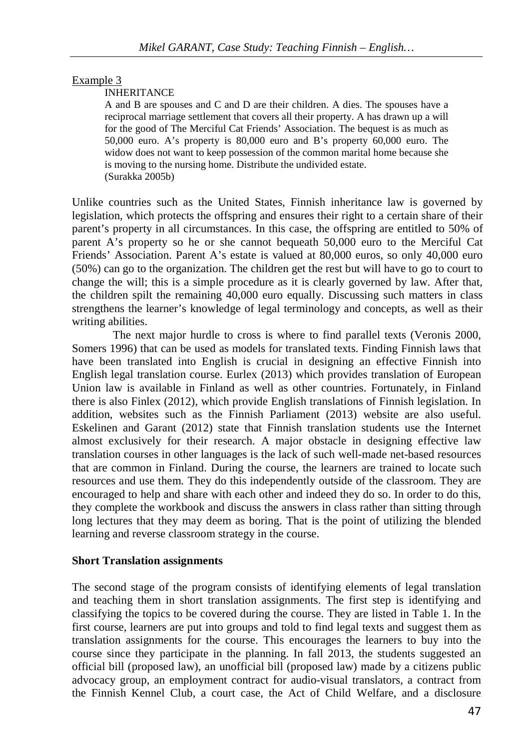Example 3

> INHERITANCE
>
> A and B are spouses and C and D are their children. A dies. The spouses have a reciprocal marriage settlement that covers all their property. A has drawn up a will for the good of The Merciful Cat Friends' Association. The bequest is as much as 50,000 euro. A's property is 80,000 euro and B's property 60,000 euro. The widow does not want to keep possession of the common marital home because she is moving to the nursing home. Distribute the undivided estate.
>
> (Surakka 2005b)

Unlike countries such as the United States, Finnish inheritance law is governed by legislation, which protects the offspring and ensures their right to a certain share of their parent's property in all circumstances. In this case, the offspring are entitled to 50% of parent A's property so he or she cannot bequeath 50,000 euro to the Merciful Cat Friends' Association. Parent A's estate is valued at 80,000 euros, so only 40,000 euro (50%) can go to the organization. The children get the rest but will have to go to court to change the will; this is a simple procedure as it is clearly governed by law. After that, the children spilt the remaining 40,000 euro equally. Discussing such matters in class strengthens the learner's knowledge of legal terminology and concepts, as well as their writing abilities.

The next major hurdle to cross is where to find parallel texts (Veronis 2000, Somers 1996) that can be used as models for translated texts. Finding Finnish laws that have been translated into English is crucial in designing an effective Finnish into English legal translation course. Eurlex (2013) which provides translation of European Union law is available in Finland as well as other countries. Fortunately, in Finland there is also Finlex (2012), which provide English translations of Finnish legislation. In addition, websites such as the Finnish Parliament (2013) website are also useful. Eskelinen and Garant (2012) state that Finnish translation students use the Internet almost exclusively for their research. A major obstacle in designing effective law translation courses in other languages is the lack of such well-made net-based resources that are common in Finland. During the course, the learners are trained to locate such resources and use them. They do this independently outside of the classroom. They are encouraged to help and share with each other and indeed they do so. In order to do this, they complete the workbook and discuss the answers in class rather than sitting through long lectures that they may deem as boring. That is the point of utilizing the blended learning and reverse classroom strategy in the course.

**Short Translation assignments**

The second stage of the program consists of identifying elements of legal translation and teaching them in short translation assignments. The first step is identifying and classifying the topics to be covered during the course. They are listed in Table 1. In the first course, learners are put into groups and told to find legal texts and suggest them as translation assignments for the course. This encourages the learners to buy into the course since they participate in the planning. In fall 2013, the students suggested an official bill (proposed law), an unofficial bill (proposed law) made by a citizens public advocacy group, an employment contract for audio-visual translators, a contract from the Finnish Kennel Club, a court case, the Act of Child Welfare, and a disclosure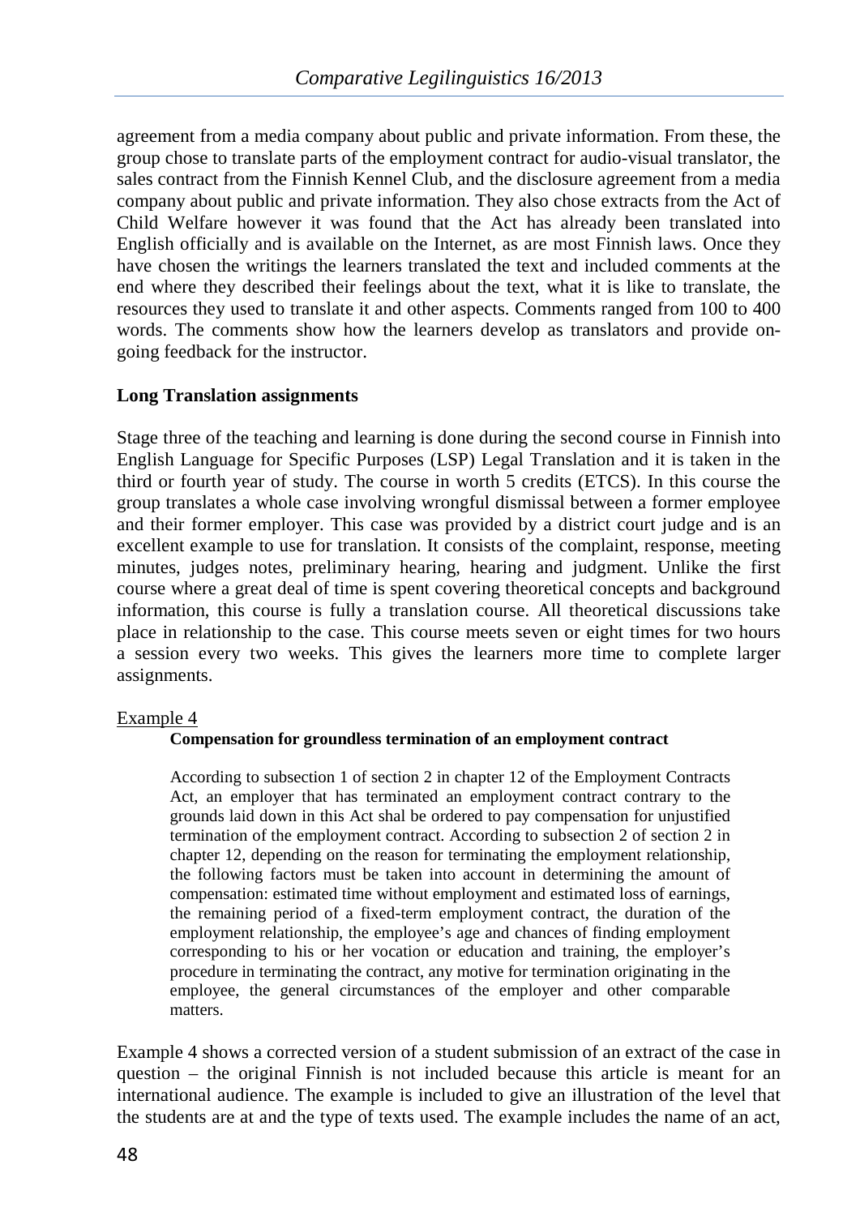agreement from a media company about public and private information. From these, the group chose to translate parts of the employment contract for audio-visual translator, the sales contract from the Finnish Kennel Club, and the disclosure agreement from a media company about public and private information. They also chose extracts from the Act of Child Welfare however it was found that the Act has already been translated into English officially and is available on the Internet, as are most Finnish laws. Once they have chosen the writings the learners translated the text and included comments at the end where they described their feelings about the text, what it is like to translate, the resources they used to translate it and other aspects. Comments ranged from 100 to 400 words. The comments show how the learners develop as translators and provide on-going feedback for the instructor.

## Long Translation assignments

Stage three of the teaching and learning is done during the second course in Finnish into English Language for Specific Purposes (LSP) Legal Translation and it is taken in the third or fourth year of study. The course in worth 5 credits (ETCS). In this course the group translates a whole case involving wrongful dismissal between a former employee and their former employer. This case was provided by a district court judge and is an excellent example to use for translation. It consists of the complaint, response, meeting minutes, judges notes, preliminary hearing, hearing and judgment. Unlike the first course where a great deal of time is spent covering theoretical concepts and background information, this course is fully a translation course. All theoretical discussions take place in relationship to the case. This course meets seven or eight times for two hours a session every two weeks. This gives the learners more time to complete larger assignments.

Example 4

> **Compensation for groundless termination of an employment contract**
>
> According to subsection 1 of section 2 in chapter 12 of the Employment Contracts Act, an employer that has terminated an employment contract contrary to the grounds laid down in this Act shal be ordered to pay compensation for unjustified termination of the employment contract. According to subsection 2 of section 2 in chapter 12, depending on the reason for terminating the employment relationship, the following factors must be taken into account in determining the amount of compensation: estimated time without employment and estimated loss of earnings, the remaining period of a fixed-term employment contract, the duration of the employment relationship, the employee's age and chances of finding employment corresponding to his or her vocation or education and training, the employer's procedure in terminating the contract, any motive for termination originating in the employee, the general circumstances of the employer and other comparable matters.

Example 4 shows a corrected version of a student submission of an extract of the case in question – the original Finnish is not included because this article is meant for an international audience. The example is included to give an illustration of the level that the students are at and the type of texts used. The example includes the name of an act,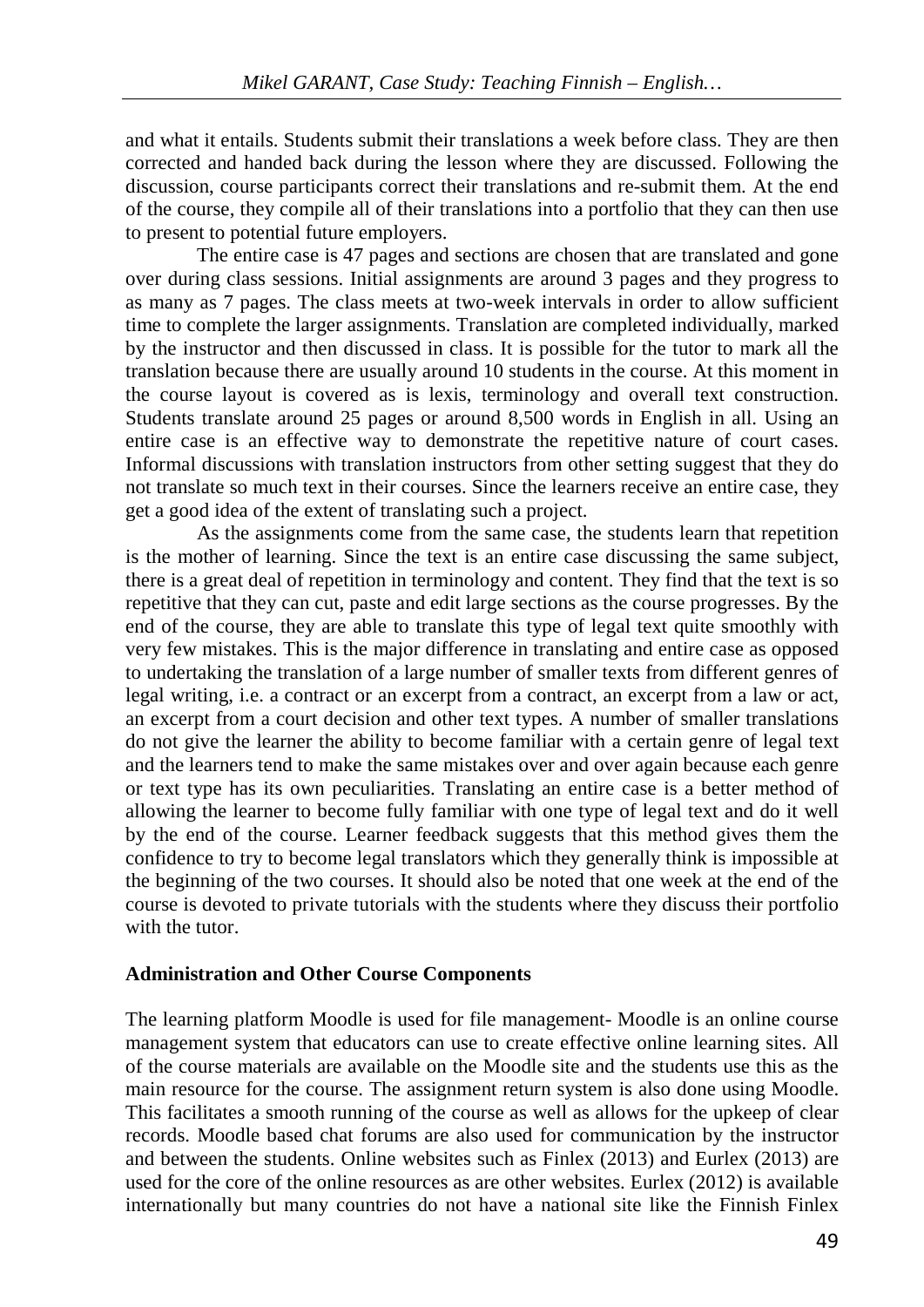and what it entails. Students submit their translations a week before class. They are then corrected and handed back during the lesson where they are discussed. Following the discussion, course participants correct their translations and re-submit them. At the end of the course, they compile all of their translations into a portfolio that they can then use to present to potential future employers.

The entire case is 47 pages and sections are chosen that are translated and gone over during class sessions. Initial assignments are around 3 pages and they progress to as many as 7 pages. The class meets at two-week intervals in order to allow sufficient time to complete the larger assignments. Translation are completed individually, marked by the instructor and then discussed in class. It is possible for the tutor to mark all the translation because there are usually around 10 students in the course. At this moment in the course layout is covered as is lexis, terminology and overall text construction. Students translate around 25 pages or around 8,500 words in English in all. Using an entire case is an effective way to demonstrate the repetitive nature of court cases. Informal discussions with translation instructors from other setting suggest that they do not translate so much text in their courses. Since the learners receive an entire case, they get a good idea of the extent of translating such a project.

As the assignments come from the same case, the students learn that repetition is the mother of learning. Since the text is an entire case discussing the same subject, there is a great deal of repetition in terminology and content. They find that the text is so repetitive that they can cut, paste and edit large sections as the course progresses. By the end of the course, they are able to translate this type of legal text quite smoothly with very few mistakes. This is the major difference in translating and entire case as opposed to undertaking the translation of a large number of smaller texts from different genres of legal writing, i.e. a contract or an excerpt from a contract, an excerpt from a law or act, an excerpt from a court decision and other text types. A number of smaller translations do not give the learner the ability to become familiar with a certain genre of legal text and the learners tend to make the same mistakes over and over again because each genre or text type has its own peculiarities. Translating an entire case is a better method of allowing the learner to become fully familiar with one type of legal text and do it well by the end of the course. Learner feedback suggests that this method gives them the confidence to try to become legal translators which they generally think is impossible at the beginning of the two courses. It should also be noted that one week at the end of the course is devoted to private tutorials with the students where they discuss their portfolio with the tutor.

**Administration and Other Course Components**

The learning platform Moodle is used for file management- Moodle is an online course management system that educators can use to create effective online learning sites. All of the course materials are available on the Moodle site and the students use this as the main resource for the course. The assignment return system is also done using Moodle. This facilitates a smooth running of the course as well as allows for the upkeep of clear records. Moodle based chat forums are also used for communication by the instructor and between the students. Online websites such as Finlex (2013) and Eurlex (2013) are used for the core of the online resources as are other websites. Eurlex (2012) is available internationally but many countries do not have a national site like the Finnish Finlex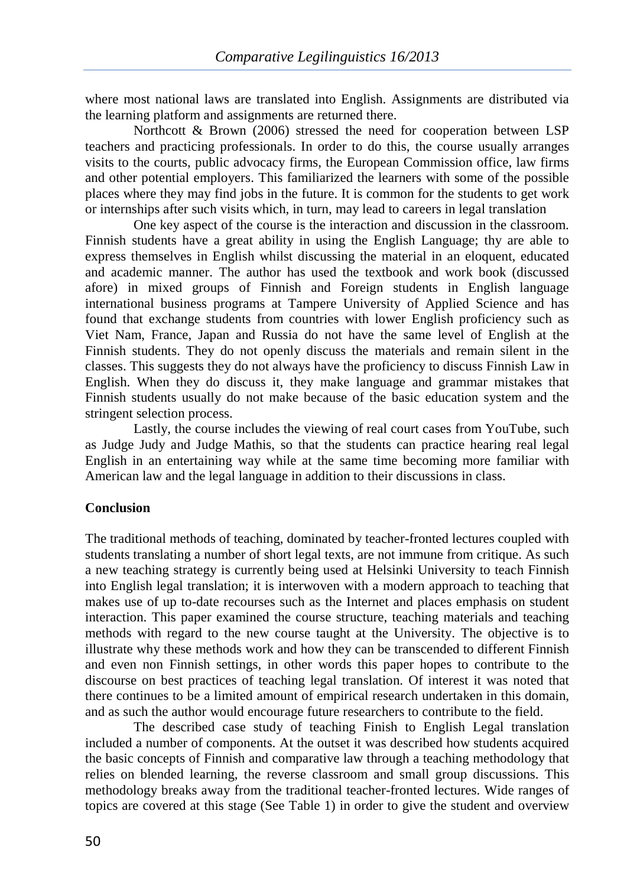where most national laws are translated into English. Assignments are distributed via the learning platform and assignments are returned there.

Northcott & Brown (2006) stressed the need for cooperation between LSP teachers and practicing professionals. In order to do this, the course usually arranges visits to the courts, public advocacy firms, the European Commission office, law firms and other potential employers. This familiarized the learners with some of the possible places where they may find jobs in the future. It is common for the students to get work or internships after such visits which, in turn, may lead to careers in legal translation

One key aspect of the course is the interaction and discussion in the classroom. Finnish students have a great ability in using the English Language; thy are able to express themselves in English whilst discussing the material in an eloquent, educated and academic manner. The author has used the textbook and work book (discussed afore) in mixed groups of Finnish and Foreign students in English language international business programs at Tampere University of Applied Science and has found that exchange students from countries with lower English proficiency such as Viet Nam, France, Japan and Russia do not have the same level of English at the Finnish students. They do not openly discuss the materials and remain silent in the classes. This suggests they do not always have the proficiency to discuss Finnish Law in English. When they do discuss it, they make language and grammar mistakes that Finnish students usually do not make because of the basic education system and the stringent selection process.

Lastly, the course includes the viewing of real court cases from YouTube, such as Judge Judy and Judge Mathis, so that the students can practice hearing real legal English in an entertaining way while at the same time becoming more familiar with American law and the legal language in addition to their discussions in class.

**Conclusion**

The traditional methods of teaching, dominated by teacher-fronted lectures coupled with students translating a number of short legal texts, are not immune from critique. As such a new teaching strategy is currently being used at Helsinki University to teach Finnish into English legal translation; it is interwoven with a modern approach to teaching that makes use of up to-date recourses such as the Internet and places emphasis on student interaction. This paper examined the course structure, teaching materials and teaching methods with regard to the new course taught at the University. The objective is to illustrate why these methods work and how they can be transcended to different Finnish and even non Finnish settings, in other words this paper hopes to contribute to the discourse on best practices of teaching legal translation. Of interest it was noted that there continues to be a limited amount of empirical research undertaken in this domain, and as such the author would encourage future researchers to contribute to the field.

The described case study of teaching Finish to English Legal translation included a number of components. At the outset it was described how students acquired the basic concepts of Finnish and comparative law through a teaching methodology that relies on blended learning, the reverse classroom and small group discussions. This methodology breaks away from the traditional teacher-fronted lectures. Wide ranges of topics are covered at this stage (See Table 1) in order to give the student and overview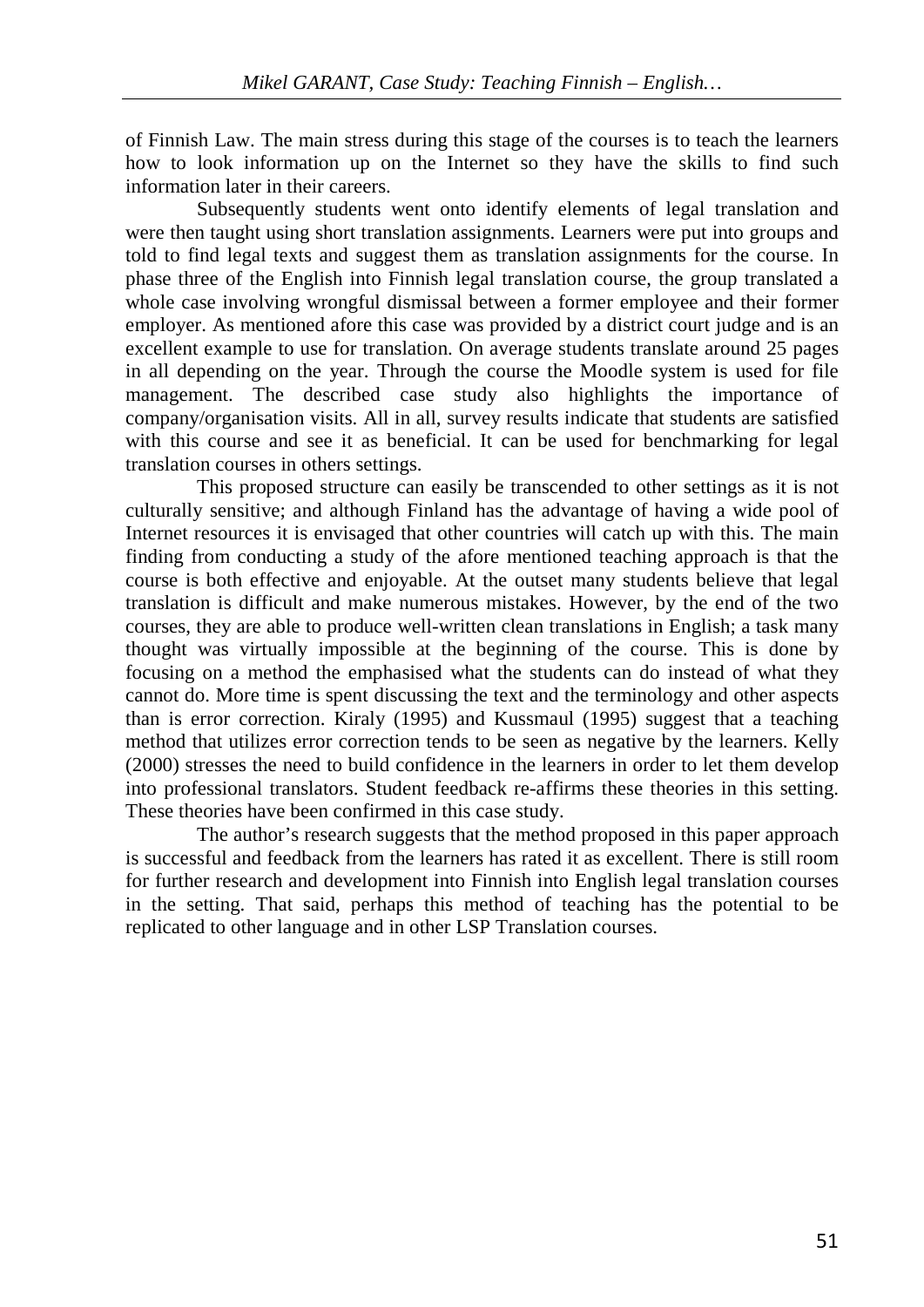of Finnish Law. The main stress during this stage of the courses is to teach the learners how to look information up on the Internet so they have the skills to find such information later in their careers.

Subsequently students went onto identify elements of legal translation and were then taught using short translation assignments. Learners were put into groups and told to find legal texts and suggest them as translation assignments for the course. In phase three of the English into Finnish legal translation course, the group translated a whole case involving wrongful dismissal between a former employee and their former employer. As mentioned afore this case was provided by a district court judge and is an excellent example to use for translation. On average students translate around 25 pages in all depending on the year. Through the course the Moodle system is used for file management. The described case study also highlights the importance of company/organisation visits. All in all, survey results indicate that students are satisfied with this course and see it as beneficial. It can be used for benchmarking for legal translation courses in others settings.

This proposed structure can easily be transcended to other settings as it is not culturally sensitive; and although Finland has the advantage of having a wide pool of Internet resources it is envisaged that other countries will catch up with this. The main finding from conducting a study of the afore mentioned teaching approach is that the course is both effective and enjoyable. At the outset many students believe that legal translation is difficult and make numerous mistakes. However, by the end of the two courses, they are able to produce well-written clean translations in English; a task many thought was virtually impossible at the beginning of the course. This is done by focusing on a method the emphasised what the students can do instead of what they cannot do. More time is spent discussing the text and the terminology and other aspects than is error correction. Kiraly (1995) and Kussmaul (1995) suggest that a teaching method that utilizes error correction tends to be seen as negative by the learners. Kelly (2000) stresses the need to build confidence in the learners in order to let them develop into professional translators. Student feedback re-affirms these theories in this setting. These theories have been confirmed in this case study.

The author's research suggests that the method proposed in this paper approach is successful and feedback from the learners has rated it as excellent. There is still room for further research and development into Finnish into English legal translation courses in the setting. That said, perhaps this method of teaching has the potential to be replicated to other language and in other LSP Translation courses.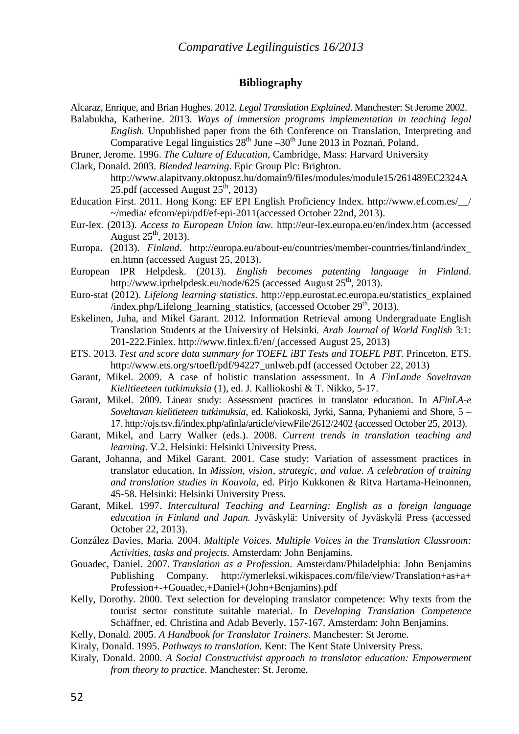## Bibliography

Alcaraz, Enrique, and Brian Hughes. 2012. *Legal Translation Explained*. Manchester: St Jerome 2002.

Balabukha, Katherine. 2013. *Ways of immersion programs implementation in teaching legal English.* Unpublished paper from the 6th Conference on Translation, Interpreting and Comparative Legal linguistics 28th June –30th June 2013 in Poznań, Poland.

Bruner, Jerome. 1996. *The Culture of Education*, Cambridge, Mass: Harvard University

Clark, Donald. 2003. *Blended learning*. Epic Group Plc: Brighton. http://www.alapitvany.oktopusz.hu/domain9/files/modules/module15/261489EC2324A25.pdf (accessed August 25th, 2013)

Education First. 2011. Hong Kong: EF EPI English Proficiency Index. http://www.ef.com.es/__/~/media/ efcom/epi/pdf/ef-epi-2011(accessed October 22nd, 2013).

Eur-lex. (2013). *Access to European Union law*. http://eur-lex.europa.eu/en/index.htm (accessed August 25th, 2013).

Europa. (2013). *Finland*. http://europa.eu/about-eu/countries/member-countries/finland/index_en.htmn (accessed August 25, 2013).

European IPR Helpdesk. (2013). *English becomes patenting language in Finland*. http://www.iprhelpdesk.eu/node/625 (accessed August 25th, 2013).

Euro-stat (2012). *Lifelong learning statistics*. http://epp.eurostat.ec.europa.eu/statistics_explained/index.php/Lifelong_learning_statistics, (accessed October 29th, 2013).

Eskelinen, Juha, and Mikel Garant. 2012. Information Retrieval among Undergraduate English Translation Students at the University of Helsinki. *Arab Journal of World English* 3:1: 201-222.Finlex. http://www.finlex.fi/en/ (accessed August 25, 2013)

ETS. 2013. *Test and score data summary for TOEFL iBT Tests and TOEFL PBT*. Princeton. ETS. http://www.ets.org/s/toefl/pdf/94227_unlweb.pdf (accessed October 22, 2013)

Garant, Mikel. 2009. A case of holistic translation assessment. In *A FinLande Soveltavan Kielitieeteen tutkimuksia* (1), ed. J. Kalliokoshi & T. Nikko, 5-17.

Garant, Mikel. 2009. Linear study: Assessment practices in translator education. In *AFinLA-e Soveltavan kielitieteen tutkimuksia,* ed. Kaliokoski, Jyrki, Sanna, Pyhaniemi and Shore, 5 – 17. http://ojs.tsv.fi/index.php/afinla/article/viewFile/2612/2402 (accessed October 25, 2013).

Garant, Mikel, and Larry Walker (eds.). 2008. *Current trends in translation teaching and learning*. V.2. Helsinki: Helsinki University Press.

Garant, Johanna, and Mikel Garant. 2001. Case study: Variation of assessment practices in translator education. In *Mission, vision, strategic, and value. A celebration of training and translation studies in Kouvola*, ed. Pirjo Kukkonen & Ritva Hartama-Heinonnen, 45-58. Helsinki: Helsinki University Press.

Garant, Mikel. 1997. *Intercultural Teaching and Learning: English as a foreign language education in Finland and Japan.* Jyväskylä: University of Jyväskylä Press (accessed October 22, 2013).

González Davies, Maria. 2004. *Multiple Voices. Multiple Voices in the Translation Classroom: Activities, tasks and projects.* Amsterdam: John Benjamins.

Gouadec, Daniel. 2007. *Translation as a Profession*. Amsterdam/Philadelphia: John Benjamins Publishing Company. http://ymerleksi.wikispaces.com/file/view/Translation+as+a+Profession+-+Gouadec,+Daniel+(John+Benjamins).pdf

Kelly, Dorothy. 2000. Text selection for developing translator competence: Why texts from the tourist sector constitute suitable material. In *Developing Translation Competence* Schäffner, ed. Christina and Adab Beverly, 157-167. Amsterdam: John Benjamins.

Kelly, Donald. 2005. *A Handbook for Translator Trainers.* Manchester: St Jerome.

Kiraly, Donald. 1995. *Pathways to translation*. Kent: The Kent State University Press.

Kiraly, Donald. 2000. *A Social Constructivist approach to translator education: Empowerment from theory to practice.* Manchester: St. Jerome.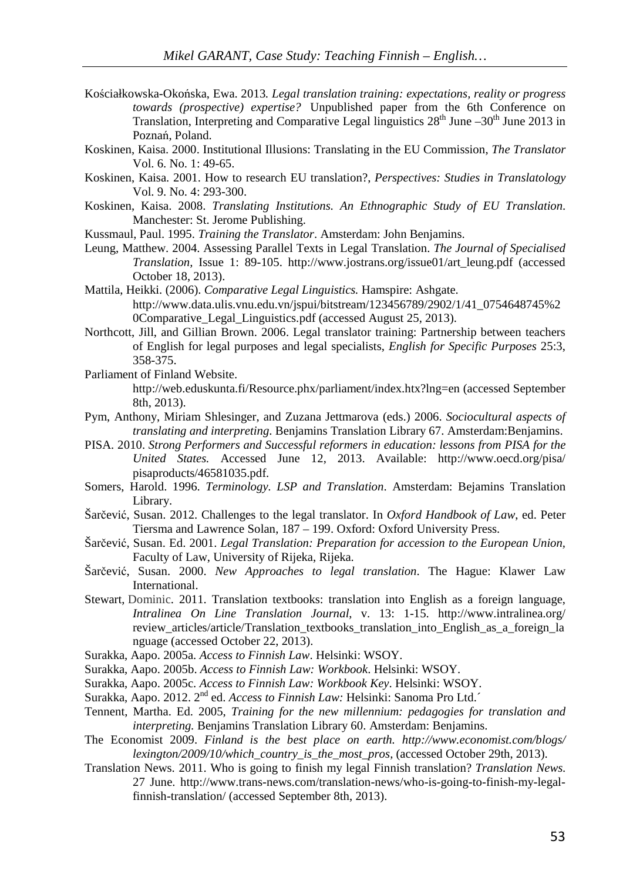Kościałkowska-Okońska, Ewa. 2013. *Legal translation training: expectations, reality or progress towards (prospective) expertise?* Unpublished paper from the 6th Conference on Translation, Interpreting and Comparative Legal linguistics 28th June –30th June 2013 in Poznań, Poland.

Koskinen, Kaisa. 2000. Institutional Illusions: Translating in the EU Commission, *The Translator* Vol. 6. No. 1: 49-65.

Koskinen, Kaisa. 2001. How to research EU translation?, *Perspectives: Studies in Translatology* Vol. 9. No. 4: 293-300.

Koskinen, Kaisa. 2008. *Translating Institutions. An Ethnographic Study of EU Translation*. Manchester: St. Jerome Publishing.

Kussmaul, Paul. 1995. *Training the Translator*. Amsterdam: John Benjamins.

Leung, Matthew. 2004. Assessing Parallel Texts in Legal Translation. *The Journal of Specialised Translation,* Issue 1: 89-105. http://www.jostrans.org/issue01/art_leung.pdf (accessed October 18, 2013).

Mattila, Heikki. (2006). *Comparative Legal Linguistics.* Hamspire: Ashgate. http://www.data.ulis.vnu.edu.vn/jspui/bitstream/123456789/2902/1/41_0754648745%20Comparative_Legal_Linguistics.pdf (accessed August 25, 2013).

Northcott, Jill, and Gillian Brown. 2006. Legal translator training: Partnership between teachers of English for legal purposes and legal specialists, *English for Specific Purposes* 25:3, 358-375.

Parliament of Finland Website. http://web.eduskunta.fi/Resource.phx/parliament/index.htx?lng=en (accessed September 8th, 2013).

Pym, Anthony, Miriam Shlesinger, and Zuzana Jettmarova (eds.) 2006. *Sociocultural aspects of translating and interpreting*. Benjamins Translation Library 67. Amsterdam:Benjamins.

PISA. 2010. *Strong Performers and Successful reformers in education: lessons from PISA for the United States.* Accessed June 12, 2013. Available: http://www.oecd.org/pisa/pisaproducts/46581035.pdf.

Somers, Harold. 1996. *Terminology. LSP and Translation*. Amsterdam: Bejamins Translation Library.

Šarčević, Susan. 2012. Challenges to the legal translator. In *Oxford Handbook of Law*, ed. Peter Tiersma and Lawrence Solan, 187 – 199. Oxford: Oxford University Press.

Šarčević, Susan. Ed. 2001. *Legal Translation: Preparation for accession to the European Union,* Faculty of Law, University of Rijeka, Rijeka.

Šarčević, Susan. 2000. *New Approaches to legal translation*. The Hague: Klawer Law International.

Stewart, Dominic. 2011. Translation textbooks: translation into English as a foreign language, *Intralinea On Line Translation Journal*, v. 13: 1-15. http://www.intralinea.org/review_articles/article/Translation_textbooks_translation_into_English_as_a_foreign_language (accessed October 22, 2013).

Surakka, Aapo. 2005a. *Access to Finnish Law*. Helsinki: WSOY.

Surakka, Aapo. 2005b. *Access to Finnish Law: Workbook*. Helsinki: WSOY.

Surakka, Aapo. 2005c. *Access to Finnish Law: Workbook Key*. Helsinki: WSOY.

Surakka, Aapo. 2012. 2nd ed. *Access to Finnish Law:* Helsinki: Sanoma Pro Ltd.´

Tennent, Martha. Ed. 2005, *Training for the new millennium: pedagogies for translation and interpreting.* Benjamins Translation Library 60. Amsterdam: Benjamins.

The Economist 2009. *Finland is the best place on earth. http://www.economist.com/blogs/lexington/2009/10/which_country_is_the_most_pros,* (accessed October 29th, 2013).

Translation News. 2011. Who is going to finish my legal Finnish translation? *Translation News.* 27 June. http://www.trans-news.com/translation-news/who-is-going-to-finish-my-legal-finnish-translation/ (accessed September 8th, 2013).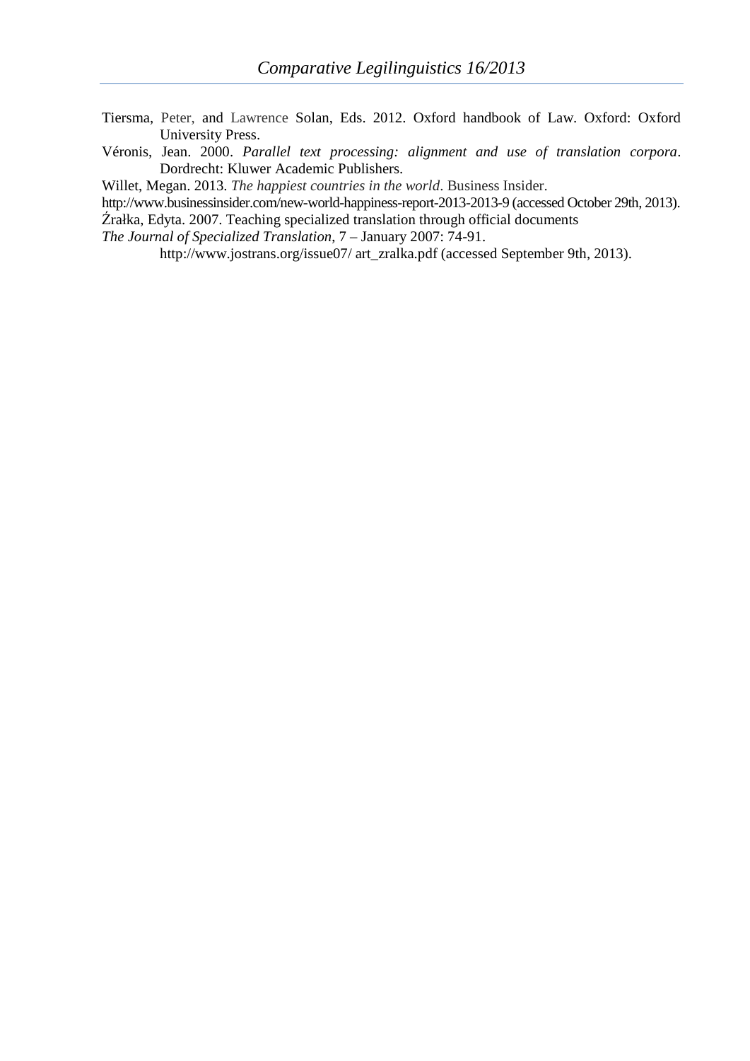Tiersma, Peter, and Lawrence Solan, Eds. 2012. Oxford handbook of Law. Oxford: Oxford University Press.

Véronis, Jean. 2000. *Parallel text processing: alignment and use of translation corpora*. Dordrecht: Kluwer Academic Publishers.

Willet, Megan. 2013. *The happiest countries in the world*. Business Insider.

http://www.businessinsider.com/new-world-happiness-report-2013-2013-9 (accessed October 29th, 2013).

Źrałka, Edyta. 2007. Teaching specialized translation through official documents

*The Journal of Specialized Translation*, 7 – January 2007: 74-91.

http://www.jostrans.org/issue07/ art_zralka.pdf (accessed September 9th, 2013).